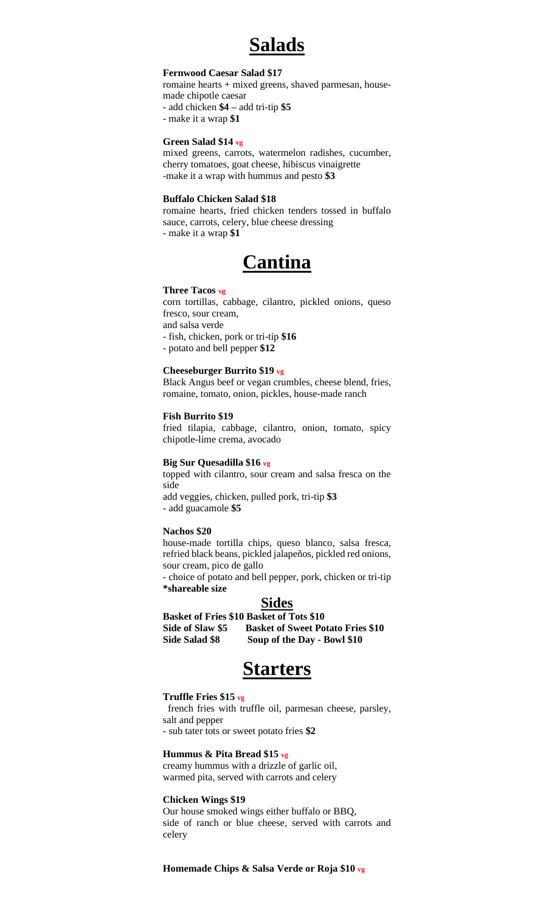# Salads

**Fernwood Caesar Salad $17**
romaine hearts + mixed greens, shaved parmesan, house-made chipotle caesar
- add chicken **$4** – add tri-tip **$5**
- make it a wrap **$1**

**Green Salad $14** vg
mixed greens, carrots, watermelon radishes, cucumber, cherry tomatoes, goat cheese, hibiscus vinaigrette
-make it a wrap with hummus and pesto **$3**

**Buffalo Chicken Salad $18**
romaine hearts, fried chicken tenders tossed in buffalo sauce, carrots, celery, blue cheese dressing
- make it a wrap **$1**

# Cantina

**Three Tacos** vg
corn tortillas, cabbage, cilantro, pickled onions, queso fresco, sour cream,
and salsa verde
- fish, chicken, pork or tri-tip **$16**
- potato and bell pepper **$12**

**Cheeseburger Burrito $19** vg
Black Angus beef or vegan crumbles, cheese blend, fries, romaine, tomato, onion, pickles, house-made ranch

**Fish Burrito $19**
fried tilapia, cabbage, cilantro, onion, tomato, spicy chipotle-lime crema, avocado

**Big Sur Quesadilla $16** vg
topped with cilantro, sour cream and salsa fresca on the side
add veggies, chicken, pulled pork, tri-tip **$3**
- add guacamole **$5**

**Nachos $20**
house-made tortilla chips, queso blanco, salsa fresca, refried black beans, pickled jalapeños, pickled red onions, sour cream, pico de gallo
- choice of potato and bell pepper, pork, chicken or tri-tip
**\*shareable size**

## Sides

**Basket of Fries $10** **Basket of Tots $10**
**Side of Slaw $5** **Basket of Sweet Potato Fries $10**
**Side Salad $8** **Soup of the Day - Bowl $10**

# Starters

**Truffle Fries $15** vg
french fries with truffle oil, parmesan cheese, parsley, salt and pepper
- sub tater tots or sweet potato fries **$2**

**Hummus & Pita Bread $15** vg
creamy hummus with a drizzle of garlic oil,
warmed pita, served with carrots and celery

**Chicken Wings $19**
Our house smoked wings either buffalo or BBQ,
side of ranch or blue cheese, served with carrots and celery

**Homemade Chips & Salsa Verde or Roja $10** vg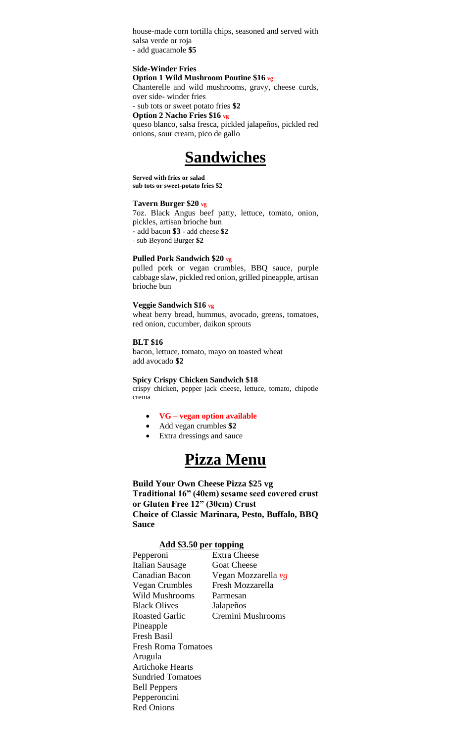house-made corn tortilla chips, seasoned and served with salsa verde or roja
- add guacamole **$5**

**Side-Winder Fries**
**Option 1 Wild Mushroom Poutine $16** vg
Chanterelle and wild mushrooms, gravy, cheese curds, over side- winder fries
- sub tots or sweet potato fries **$2**

**Option 2 Nacho Fries $16** vg
queso blanco, salsa fresca, pickled jalapeños, pickled red onions, sour cream, pico de gallo

# Sandwiches

**Served with fries or salad**
**sub tots or sweet-potato fries $2**

**Tavern Burger $20** vg
7oz. Black Angus beef patty, lettuce, tomato, onion, pickles, artisan brioche bun
- add bacon **$3** - add cheese **$2**
- sub Beyond Burger **$2**

**Pulled Pork Sandwich $20** vg
pulled pork or vegan crumbles, BBQ sauce, purple cabbage slaw, pickled red onion, grilled pineapple, artisan brioche bun

**Veggie Sandwich $16** vg
wheat berry bread, hummus, avocado, greens, tomatoes, red onion, cucumber, daikon sprouts

**BLT $16**
bacon, lettuce, tomato, mayo on toasted wheat
add avocado **$2**

**Spicy Crispy Chicken Sandwich $18**
crispy chicken, pepper jack cheese, lettuce, tomato, chipotle crema

- **VG – vegan option available**
- Add vegan crumbles **$2**
- Extra dressings and sauce

# Pizza Menu

**Build Your Own Cheese Pizza $25 vg**
**Traditional 16" (40cm) sesame seed covered crust or Gluten Free 12" (30cm) Crust**
**Choice of Classic Marinara, Pesto, Buffalo, BBQ Sauce**

**Add $3.50 per topping**

Pepperoni
Italian Sausage
Canadian Bacon
Vegan Crumbles
Wild Mushrooms
Black Olives
Roasted Garlic
Pineapple
Fresh Basil
Fresh Roma Tomatoes
Arugula
Artichoke Hearts
Sundried Tomatoes
Bell Peppers
Pepperoncini
Red Onions
Extra Cheese
Goat Cheese
Vegan Mozzarella *vg*
Fresh Mozzarella
Parmesan
Jalapeños
Cremini Mushrooms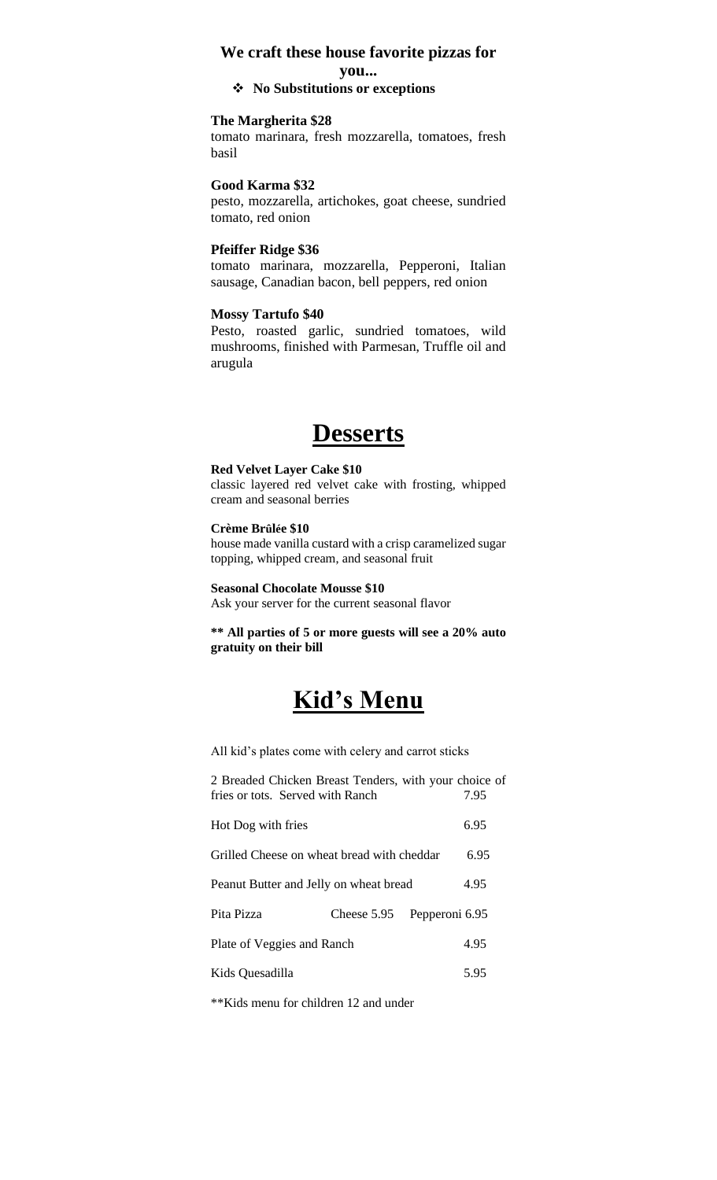**We craft these house favorite pizzas for you...**

- **No Substitutions or exceptions**

**The Margherita $28**
tomato marinara, fresh mozzarella, tomatoes, fresh basil

**Good Karma $32**
pesto, mozzarella, artichokes, goat cheese, sundried tomato, red onion

**Pfeiffer Ridge $36**
tomato marinara, mozzarella, Pepperoni, Italian sausage, Canadian bacon, bell peppers, red onion

**Mossy Tartufo $40**
Pesto, roasted garlic, sundried tomatoes, wild mushrooms, finished with Parmesan, Truffle oil and arugula

# Desserts

**Red Velvet Layer Cake $10**
classic layered red velvet cake with frosting, whipped cream and seasonal berries

**Crème Brûlée $10**
house made vanilla custard with a crisp caramelized sugar topping, whipped cream, and seasonal fruit

**Seasonal Chocolate Mousse $10**
Ask your server for the current seasonal flavor

**** All parties of 5 or more guests will see a 20% auto gratuity on their bill**

# Kid's Menu

All kid's plates come with celery and carrot sticks

| Item | | Price |
| --- | --- | --- |
| 2 Breaded Chicken Breast Tenders, with your choice of fries or tots. Served with Ranch | | 7.95 |
| Hot Dog with fries | | 6.95 |
| Grilled Cheese on wheat bread with cheddar | | 6.95 |
| Peanut Butter and Jelly on wheat bread | | 4.95 |
| Pita Pizza | Cheese 5.95 | Pepperoni 6.95 |
| Plate of Veggies and Ranch | | 4.95 |
| Kids Quesadilla | | 5.95 |

**Kids menu for children 12 and under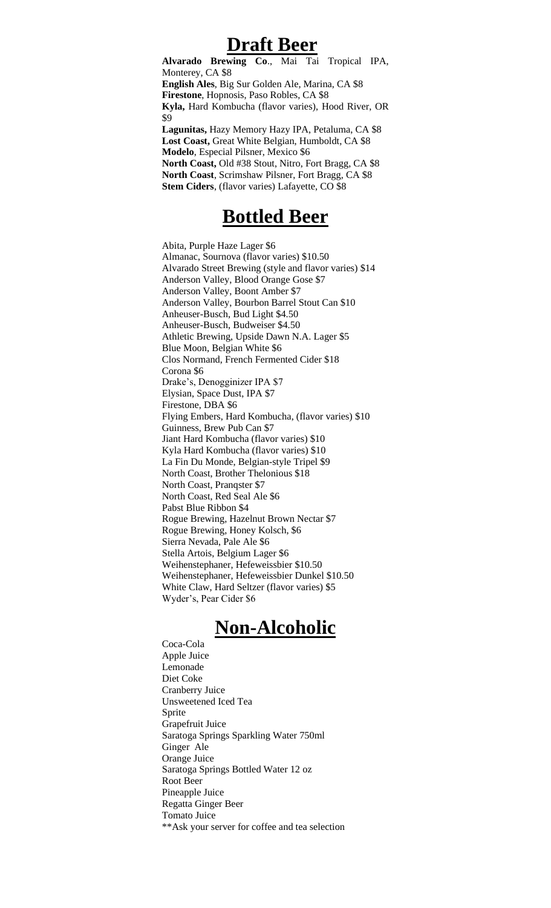# Draft Beer

**Alvarado Brewing Co**., Mai Tai Tropical IPA, Monterey, CA $8
**English Ales**, Big Sur Golden Ale, Marina, CA $8
**Firestone**, Hopnosis, Paso Robles, CA $8
**Kyla,** Hard Kombucha (flavor varies), Hood River, OR $9
**Lagunitas,** Hazy Memory Hazy IPA, Petaluma, CA $8
**Lost Coast,** Great White Belgian, Humboldt, CA $8
**Modelo**, Especial Pilsner, Mexico $6
**North Coast,** Old #38 Stout, Nitro, Fort Bragg, CA $8
**North Coast**, Scrimshaw Pilsner, Fort Bragg, CA $8
**Stem Ciders**, (flavor varies) Lafayette, CO $8

# Bottled Beer

Abita, Purple Haze Lager $6
Almanac, Sournova (flavor varies) $10.50
Alvarado Street Brewing (style and flavor varies) $14
Anderson Valley, Blood Orange Gose $7
Anderson Valley, Boont Amber $7
Anderson Valley, Bourbon Barrel Stout Can $10
Anheuser-Busch, Bud Light $4.50
Anheuser-Busch, Budweiser $4.50
Athletic Brewing, Upside Dawn N.A. Lager $5
Blue Moon, Belgian White $6
Clos Normand, French Fermented Cider $18
Corona $6
Drake's, Denogginizer IPA $7
Elysian, Space Dust, IPA $7
Firestone, DBA $6
Flying Embers, Hard Kombucha, (flavor varies) $10
Guinness, Brew Pub Can $7
Jiant Hard Kombucha (flavor varies) $10
Kyla Hard Kombucha (flavor varies) $10
La Fin Du Monde, Belgian-style Tripel $9
North Coast, Brother Thelonious $18
North Coast, Pranqster $7
North Coast, Red Seal Ale $6
Pabst Blue Ribbon $4
Rogue Brewing, Hazelnut Brown Nectar $7
Rogue Brewing, Honey Kolsch, $6
Sierra Nevada, Pale Ale $6
Stella Artois, Belgium Lager $6
Weihenstephaner, Hefeweissbier $10.50
Weihenstephaner, Hefeweissbier Dunkel $10.50
White Claw, Hard Seltzer (flavor varies) $5
Wyder's, Pear Cider $6

# Non-Alcoholic

Coca-Cola
Apple Juice
Lemonade
Diet Coke
Cranberry Juice
Unsweetened Iced Tea
Sprite
Grapefruit Juice
Saratoga Springs Sparkling Water 750ml
Ginger Ale
Orange Juice
Saratoga Springs Bottled Water 12 oz
Root Beer
Pineapple Juice
Regatta Ginger Beer
Tomato Juice
**Ask your server for coffee and tea selection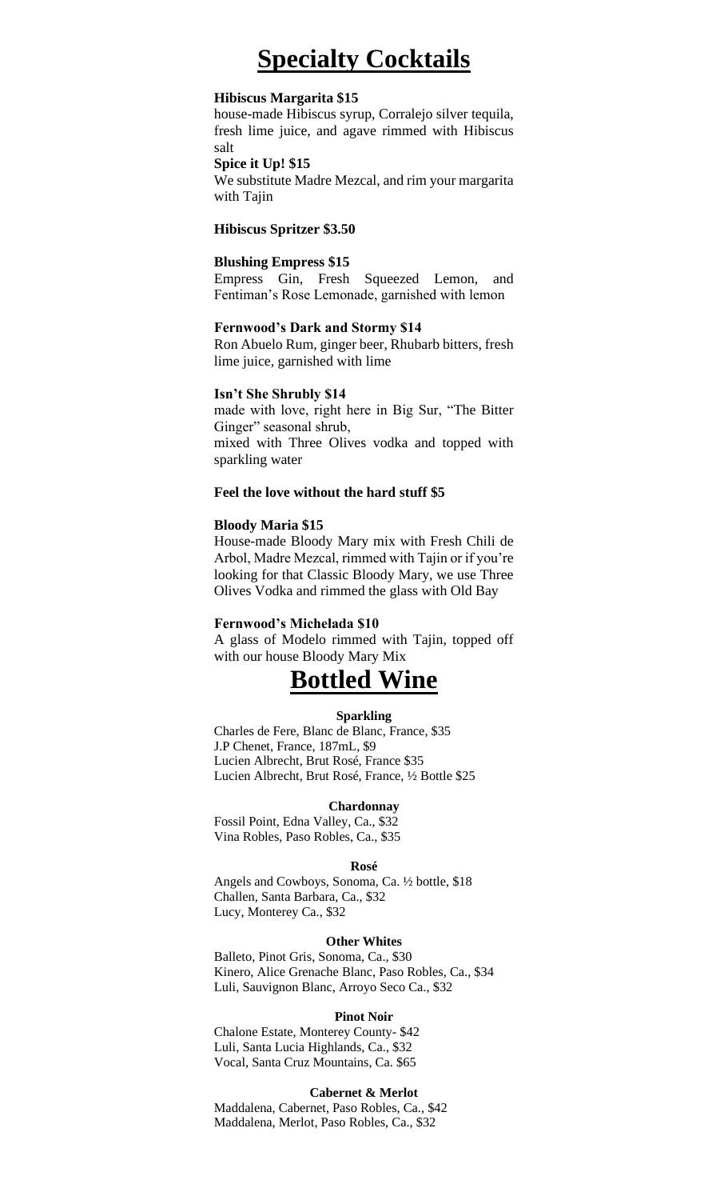# Specialty Cocktails

**Hibiscus Margarita $15**
house-made Hibiscus syrup, Corralejo silver tequila, fresh lime juice, and agave rimmed with Hibiscus salt

**Spice it Up! $15**
We substitute Madre Mezcal, and rim your margarita with Tajin

**Hibiscus Spritzer $3.50**

**Blushing Empress $15**
Empress Gin, Fresh Squeezed Lemon, and Fentiman's Rose Lemonade, garnished with lemon

**Fernwood's Dark and Stormy $14**
Ron Abuelo Rum, ginger beer, Rhubarb bitters, fresh lime juice, garnished with lime

**Isn't She Shrubly $14**
made with love, right here in Big Sur, "The Bitter Ginger" seasonal shrub,
mixed with Three Olives vodka and topped with sparkling water

**Feel the love without the hard stuff $5**

**Bloody Maria $15**
House-made Bloody Mary mix with Fresh Chili de Arbol, Madre Mezcal, rimmed with Tajin or if you're looking for that Classic Bloody Mary, we use Three Olives Vodka and rimmed the glass with Old Bay

**Fernwood's Michelada $10**
A glass of Modelo rimmed with Tajin, topped off with our house Bloody Mary Mix

# Bottled Wine

### Sparkling

Charles de Fere, Blanc de Blanc, France, $35
J.P Chenet, France, 187mL, $9
Lucien Albrecht, Brut Rosé, France $35
Lucien Albrecht, Brut Rosé, France, ½ Bottle $25

### Chardonnay

Fossil Point, Edna Valley, Ca., $32
Vina Robles, Paso Robles, Ca., $35

### Rosé

Angels and Cowboys, Sonoma, Ca. ½ bottle, $18
Challen, Santa Barbara, Ca., $32
Lucy, Monterey Ca., $32

### Other Whites

Balleto, Pinot Gris, Sonoma, Ca., $30
Kinero, Alice Grenache Blanc, Paso Robles, Ca., $34
Luli, Sauvignon Blanc, Arroyo Seco Ca., $32

### Pinot Noir

Chalone Estate, Monterey County- $42
Luli, Santa Lucia Highlands, Ca., $32
Vocal, Santa Cruz Mountains, Ca. $65

### Cabernet & Merlot

Maddalena, Cabernet, Paso Robles, Ca., $42
Maddalena, Merlot, Paso Robles, Ca., $32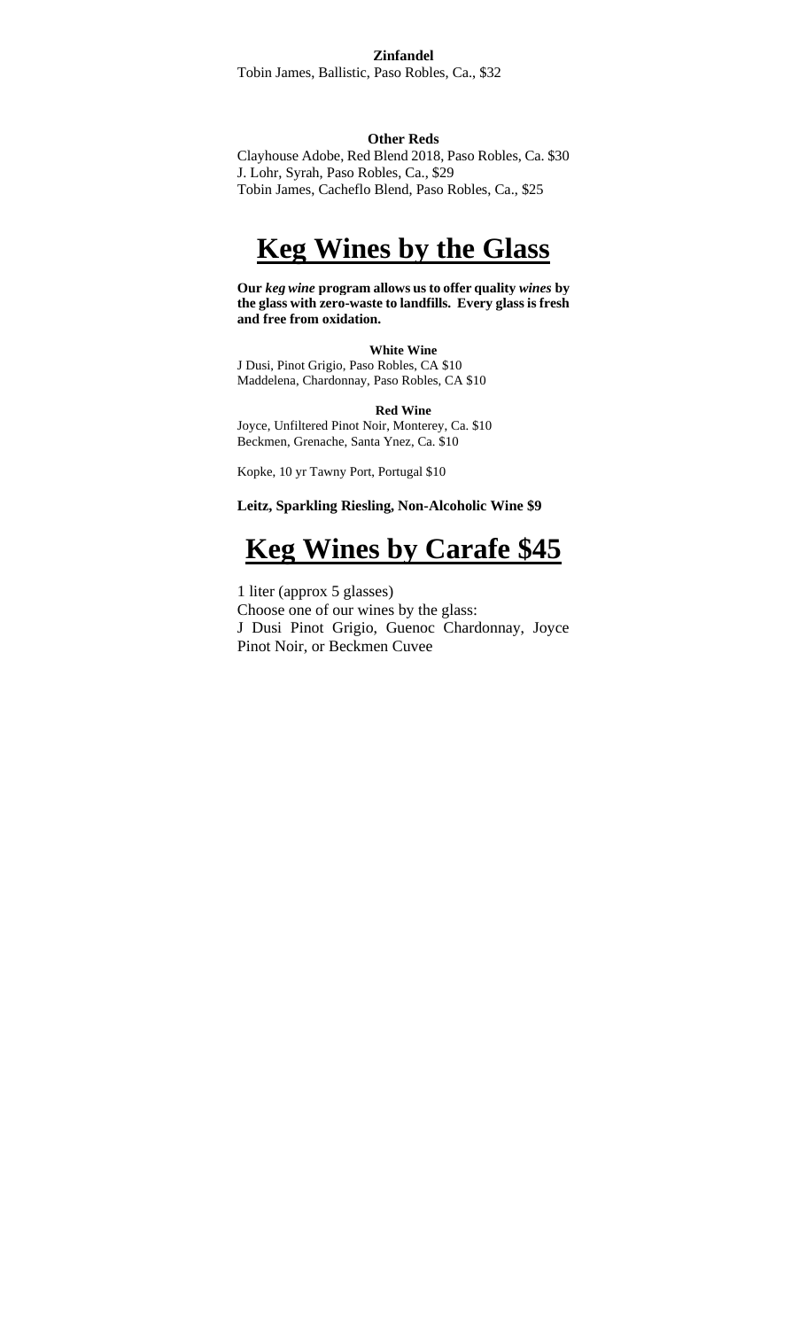**Zinfandel**

Tobin James, Ballistic, Paso Robles, Ca., $32

**Other Reds**

Clayhouse Adobe, Red Blend 2018, Paso Robles, Ca. $30
J. Lohr, Syrah, Paso Robles, Ca., $29
Tobin James, Cacheflo Blend, Paso Robles, Ca., $25

# Keg Wines by the Glass

**Our *keg wine* program allows us to offer quality *wines* by the glass with zero-waste to landfills. Every glass is fresh and free from oxidation.**

**White Wine**

J Dusi, Pinot Grigio, Paso Robles, CA $10
Maddelena, Chardonnay, Paso Robles, CA $10

**Red Wine**

Joyce, Unfiltered Pinot Noir, Monterey, Ca. $10
Beckmen, Grenache, Santa Ynez, Ca. $10

Kopke, 10 yr Tawny Port, Portugal $10

**Leitz, Sparkling Riesling, Non-Alcoholic Wine $9**

# Keg Wines by Carafe $45

1 liter (approx 5 glasses)
Choose one of our wines by the glass:
J Dusi Pinot Grigio, Guenoc Chardonnay, Joyce Pinot Noir, or Beckmen Cuvee